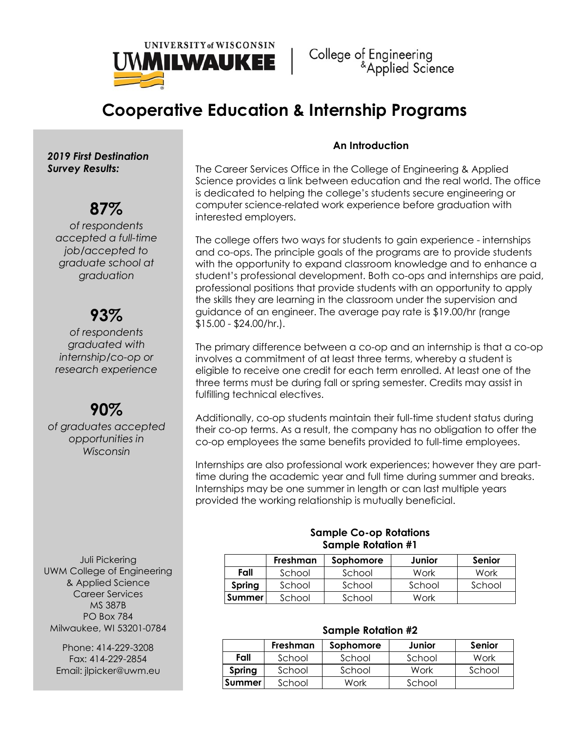University of Wisconsin Milwaukee | College of Engineering & Applied Science

# Cooperative Education & Internship Programs

***2019 First Destination Survey Results:***

**87%**

*of respondents accepted a full-time job/accepted to graduate school at graduation*

**93%**

*of respondents graduated with internship/co-op or research experience*

**90%**

*of graduates accepted opportunities in Wisconsin*

Juli Pickering
UWM College of Engineering & Applied Science
Career Services
MS 387B
PO Box 784
Milwaukee, WI 53201-0784

Phone: 414-229-3208
Fax: 414-229-2854
Email: jlpicker@uwm.eu

### An Introduction

The Career Services Office in the College of Engineering & Applied Science provides a link between education and the real world. The office is dedicated to helping the college's students secure engineering or computer science-related work experience before graduation with interested employers.

The college offers two ways for students to gain experience - internships and co-ops. The principle goals of the programs are to provide students with the opportunity to expand classroom knowledge and to enhance a student's professional development. Both co-ops and internships are paid, professional positions that provide students with an opportunity to apply the skills they are learning in the classroom under the supervision and guidance of an engineer. The average pay rate is $19.00/hr (range $15.00 - $24.00/hr.).

The primary difference between a co-op and an internship is that a co-op involves a commitment of at least three terms, whereby a student is eligible to receive one credit for each term enrolled. At least one of the three terms must be during fall or spring semester. Credits may assist in fulfilling technical electives.

Additionally, co-op students maintain their full-time student status during their co-op terms. As a result, the company has no obligation to offer the co-op employees the same benefits provided to full-time employees.

Internships are also professional work experiences; however they are part-time during the academic year and full time during summer and breaks. Internships may be one summer in length or can last multiple years provided the working relationship is mutually beneficial.

**Sample Co-op Rotations**

**Sample Rotation #1**

| | Freshman | Sophomore | Junior | Senior |
|---|---|---|---|---|
| **Fall** | School | School | Work | Work |
| **Spring** | School | School | School | School |
| **Summer** | School | School | Work | |

**Sample Rotation #2**

| | Freshman | Sophomore | Junior | Senior |
|---|---|---|---|---|
| **Fall** | School | School | School | Work |
| **Spring** | School | School | Work | School |
| **Summer** | School | Work | School | |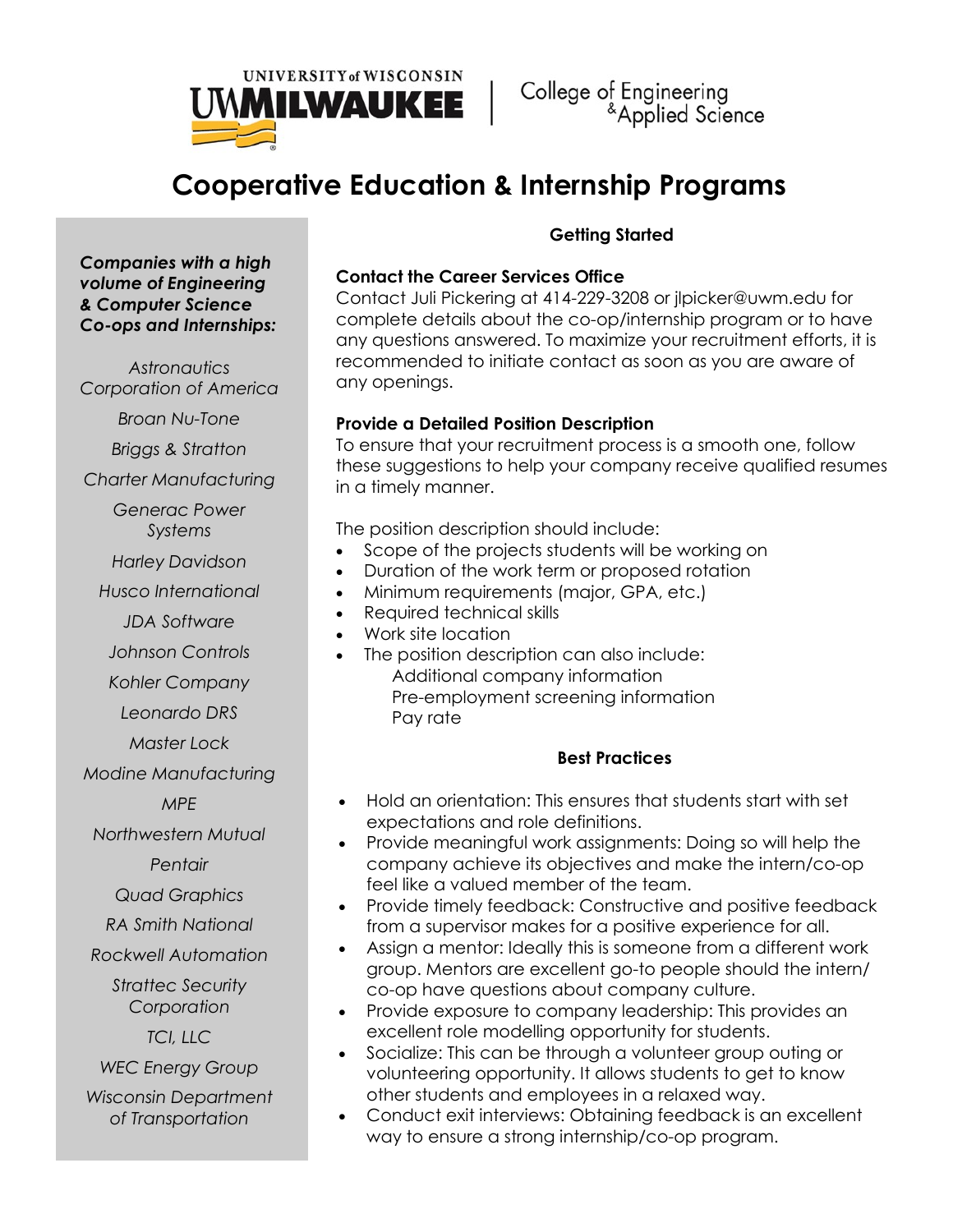UNIVERSITY of WISCONSIN **UWMILWAUKEE** | College of Engineering & Applied Science

# Cooperative Education & Internship Programs

***Companies with a high volume of Engineering & Computer Science Co-ops and Internships:***

*Astronautics Corporation of America*

*Broan Nu-Tone*

*Briggs & Stratton*

*Charter Manufacturing*

*Generac Power Systems*

*Harley Davidson*

*Husco International*

*JDA Software*

*Johnson Controls*

*Kohler Company*

*Leonardo DRS*

*Master Lock*

*Modine Manufacturing*

*MPE*

*Northwestern Mutual*

*Pentair*

*Quad Graphics*

*RA Smith National*

*Rockwell Automation*

*Strattec Security Corporation*

*TCI, LLC*

*WEC Energy Group*

*Wisconsin Department of Transportation*

## Getting Started

### Contact the Career Services Office

Contact Juli Pickering at 414-229-3208 or jlpicker@uwm.edu for complete details about the co-op/internship program or to have any questions answered. To maximize your recruitment efforts, it is recommended to initiate contact as soon as you are aware of any openings.

### Provide a Detailed Position Description

To ensure that your recruitment process is a smooth one, follow these suggestions to help your company receive qualified resumes in a timely manner.

The position description should include:

- Scope of the projects students will be working on
- Duration of the work term or proposed rotation
- Minimum requirements (major, GPA, etc.)
- Required technical skills
- Work site location
- The position description can also include:
  - Additional company information
  - Pre-employment screening information
  - Pay rate

## Best Practices

- Hold an orientation: This ensures that students start with set expectations and role definitions.
- Provide meaningful work assignments: Doing so will help the company achieve its objectives and make the intern/co-op feel like a valued member of the team.
- Provide timely feedback: Constructive and positive feedback from a supervisor makes for a positive experience for all.
- Assign a mentor: Ideally this is someone from a different work group. Mentors are excellent go-to people should the intern/ co-op have questions about company culture.
- Provide exposure to company leadership: This provides an excellent role modelling opportunity for students.
- Socialize: This can be through a volunteer group outing or volunteering opportunity. It allows students to get to know other students and employees in a relaxed way.
- Conduct exit interviews: Obtaining feedback is an excellent way to ensure a strong internship/co-op program.